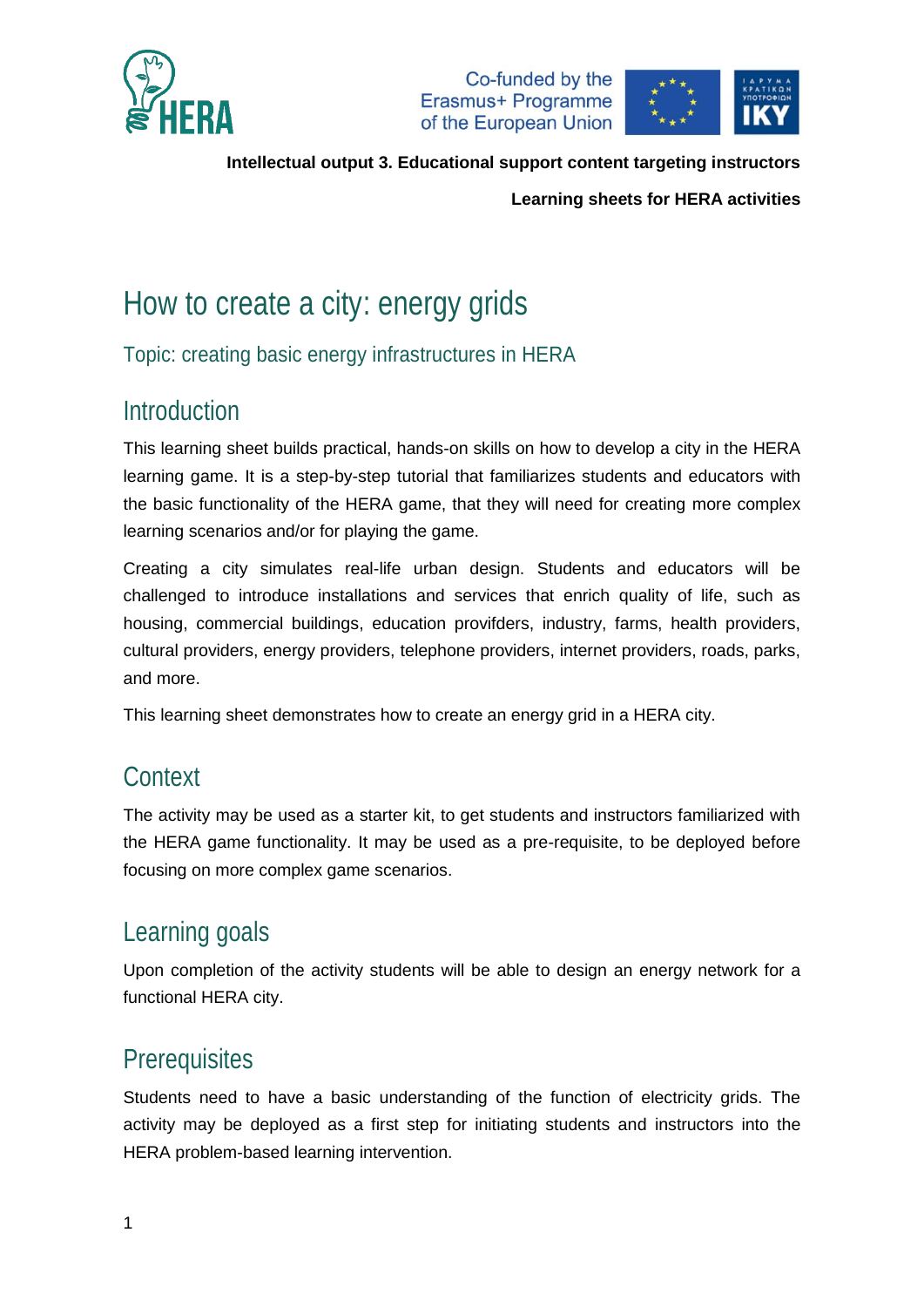**Intellectual output 3. Educational support content targeting instructors**

**Learning sheets for HERA activities**

# How to create a city: energy grids

## Topic: creating basic energy infrastructures in HERA

## Introduction

This learning sheet builds practical, hands-on skills on how to develop a city in the HERA learning game. It is a step-by-step tutorial that familiarizes students and educators with the basic functionality of the HERA game, that they will need for creating more complex learning scenarios and/or for playing the game.

Creating a city simulates real-life urban design. Students and educators will be challenged to introduce installations and services that enrich quality of life, such as housing, commercial buildings, education provifders, industry, farms, health providers, cultural providers, energy providers, telephone providers, internet providers, roads, parks, and more.

This learning sheet demonstrates how to create an energy grid in a HERA city.

## Context

The activity may be used as a starter kit, to get students and instructors familiarized with the HERA game functionality. It may be used as a pre-requisite, to be deployed before focusing on more complex game scenarios.

## Learning goals

Upon completion of the activity students will be able to design an energy network for a functional HERA city.

## Prerequisites

Students need to have a basic understanding of the function of electricity grids. The activity may be deployed as a first step for initiating students and instructors into the HERA problem-based learning intervention.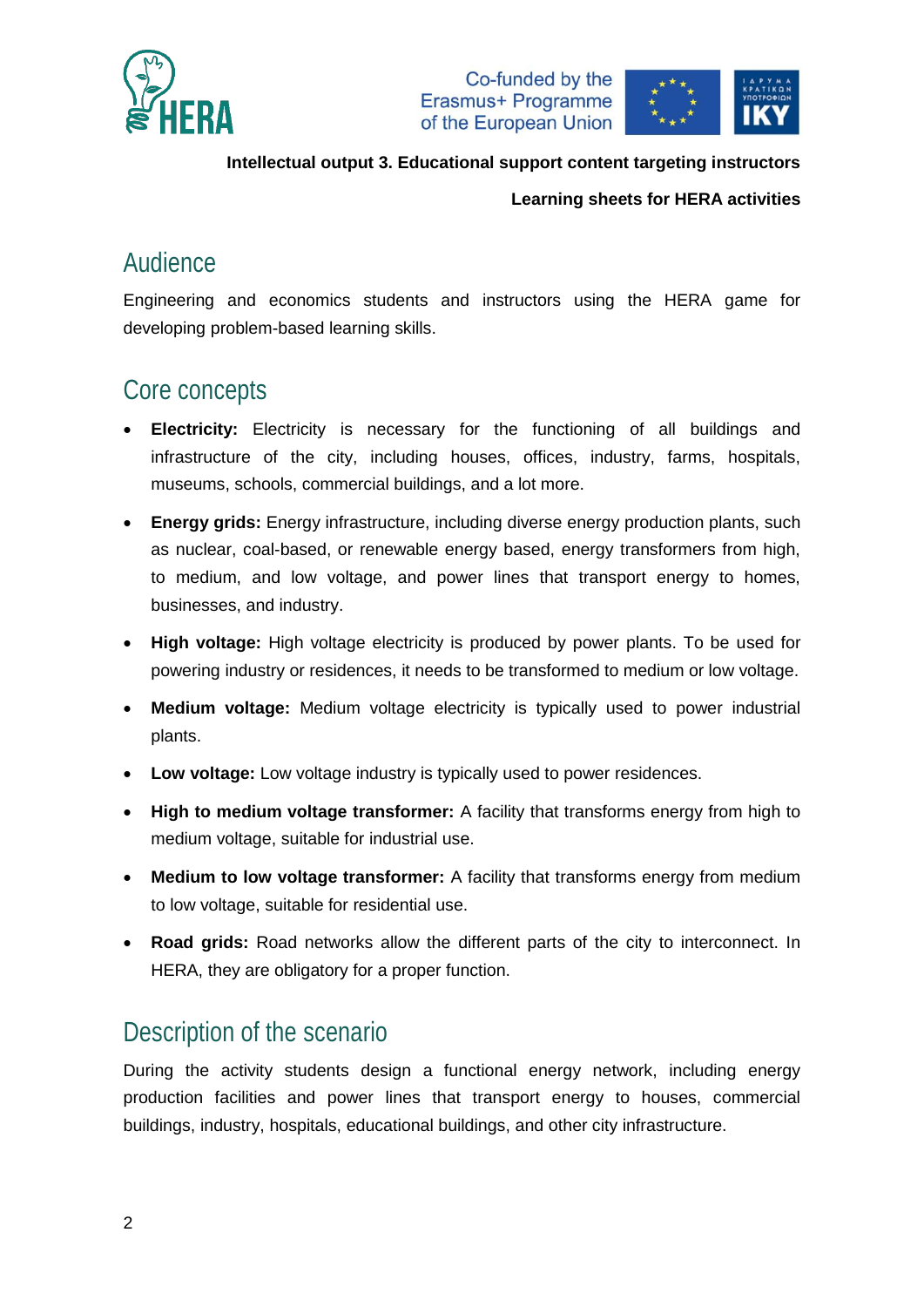**Intellectual output 3. Educational support content targeting instructors**

**Learning sheets for HERA activities**

## Audience

Engineering and economics students and instructors using the HERA game for developing problem-based learning skills.

## Core concepts

- **Electricity:** Electricity is necessary for the functioning of all buildings and infrastructure of the city, including houses, offices, industry, farms, hospitals, museums, schools, commercial buildings, and a lot more.
- **Energy grids:** Energy infrastructure, including diverse energy production plants, such as nuclear, coal-based, or renewable energy based, energy transformers from high, to medium, and low voltage, and power lines that transport energy to homes, businesses, and industry.
- **High voltage:** High voltage electricity is produced by power plants. To be used for powering industry or residences, it needs to be transformed to medium or low voltage.
- **Medium voltage:** Medium voltage electricity is typically used to power industrial plants.
- **Low voltage:** Low voltage industry is typically used to power residences.
- **High to medium voltage transformer:** A facility that transforms energy from high to medium voltage, suitable for industrial use.
- **Medium to low voltage transformer:** A facility that transforms energy from medium to low voltage, suitable for residential use.
- **Road grids:** Road networks allow the different parts of the city to interconnect. In HERA, they are obligatory for a proper function.

## Description of the scenario

During the activity students design a functional energy network, including energy production facilities and power lines that transport energy to houses, commercial buildings, industry, hospitals, educational buildings, and other city infrastructure.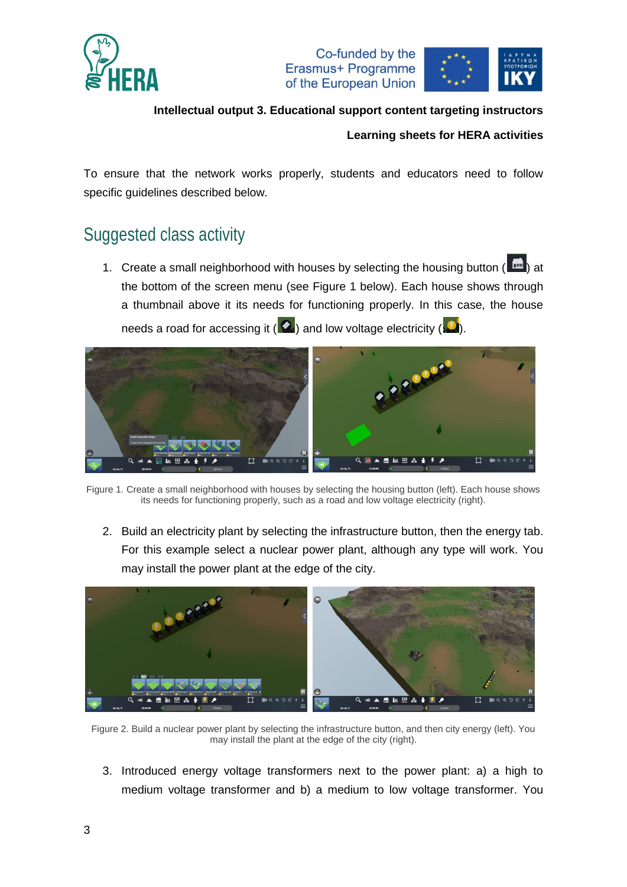To ensure that the network works properly, students and educators need to follow specific guidelines described below.

## Suggested class activity

1. Create a small neighborhood with houses by selecting the housing button ( ) at the bottom of the screen menu (see Figure 1 below). Each house shows through a thumbnail above it its needs for functioning properly. In this case, the house needs a road for accessing it ( ) and low voltage electricity ( ).

Figure 1. Create a small neighborhood with houses by selecting the housing button (left). Each house shows its needs for functioning properly, such as a road and low voltage electricity (right).

2. Build an electricity plant by selecting the infrastructure button, then the energy tab. For this example select a nuclear power plant, although any type will work. You may install the power plant at the edge of the city.

Figure 2. Build a nuclear power plant by selecting the infrastructure button, and then city energy (left). You may install the plant at the edge of the city (right).

3. Introduced energy voltage transformers next to the power plant: a) a high to medium voltage transformer and b) a medium to low voltage transformer. You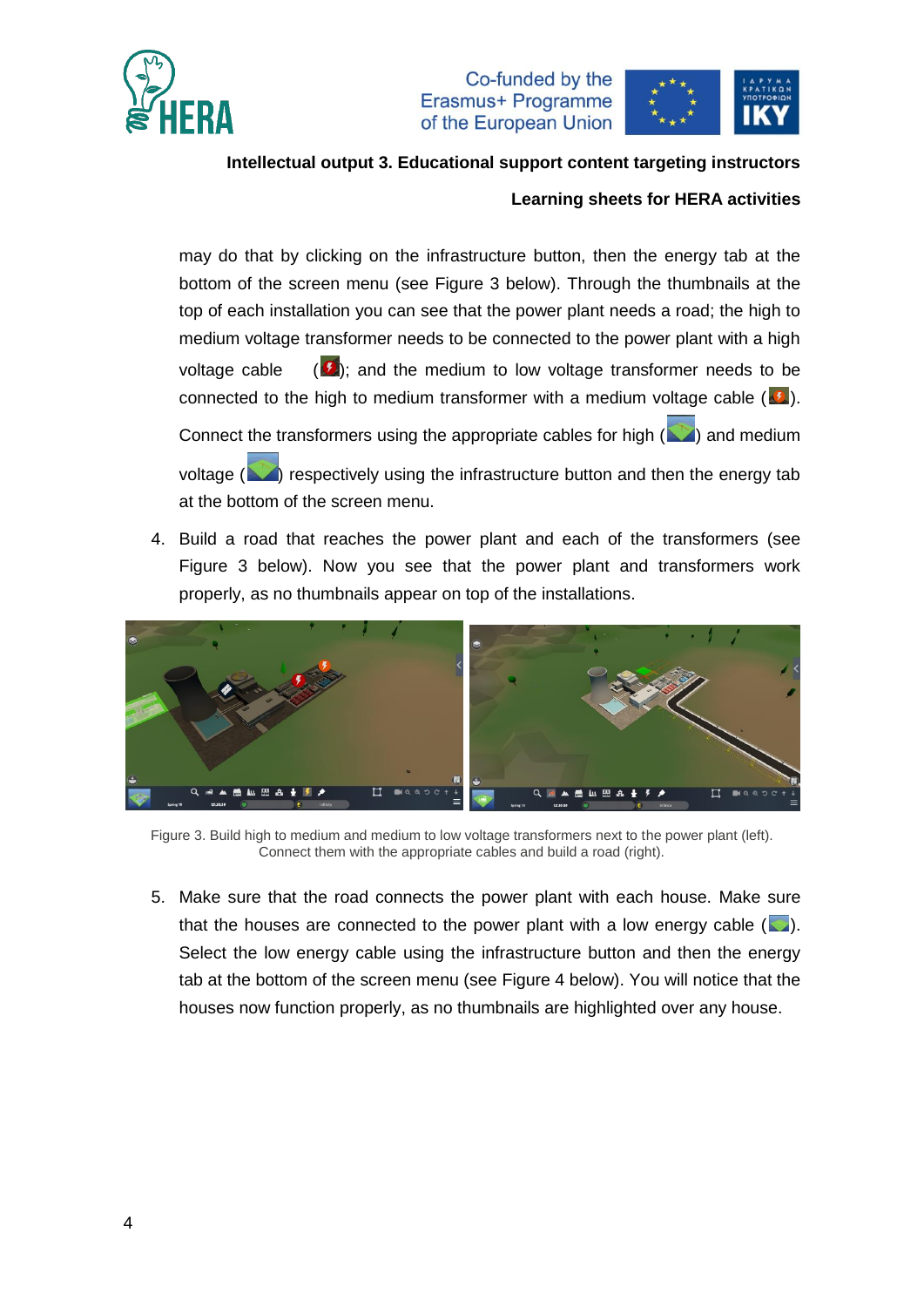may do that by clicking on the infrastructure button, then the energy tab at the bottom of the screen menu (see Figure 3 below). Through the thumbnails at the top of each installation you can see that the power plant needs a road; the high to medium voltage transformer needs to be connected to the power plant with a high voltage cable ( ); and the medium to low voltage transformer needs to be connected to the high to medium transformer with a medium voltage cable ( ). Connect the transformers using the appropriate cables for high ( ) and medium voltage ( ) respectively using the infrastructure button and then the energy tab at the bottom of the screen menu.

4. Build a road that reaches the power plant and each of the transformers (see Figure 3 below). Now you see that the power plant and transformers work properly, as no thumbnails appear on top of the installations.

Figure 3. Build high to medium and medium to low voltage transformers next to the power plant (left). Connect them with the appropriate cables and build a road (right).

5. Make sure that the road connects the power plant with each house. Make sure that the houses are connected to the power plant with a low energy cable ( ). Select the low energy cable using the infrastructure button and then the energy tab at the bottom of the screen menu (see Figure 4 below). You will notice that the houses now function properly, as no thumbnails are highlighted over any house.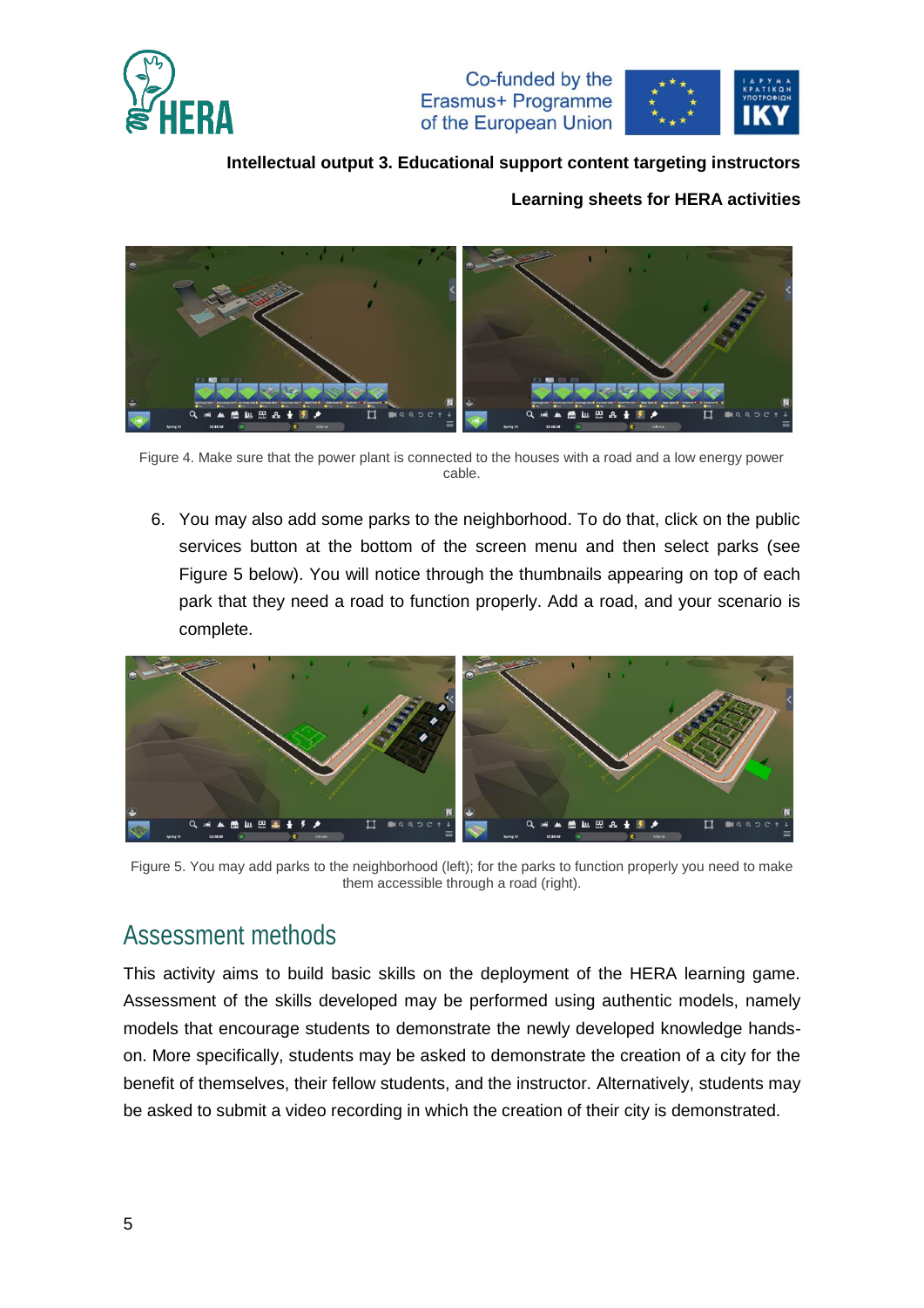Figure 4. Make sure that the power plant is connected to the houses with a road and a low energy power cable.

6. You may also add some parks to the neighborhood. To do that, click on the public services button at the bottom of the screen menu and then select parks (see Figure 5 below). You will notice through the thumbnails appearing on top of each park that they need a road to function properly. Add a road, and your scenario is complete.

Figure 5. You may add parks to the neighborhood (left); for the parks to function properly you need to make them accessible through a road (right).

## Assessment methods

This activity aims to build basic skills on the deployment of the HERA learning game. Assessment of the skills developed may be performed using authentic models, namely models that encourage students to demonstrate the newly developed knowledge hands-on. More specifically, students may be asked to demonstrate the creation of a city for the benefit of themselves, their fellow students, and the instructor. Alternatively, students may be asked to submit a video recording in which the creation of their city is demonstrated.